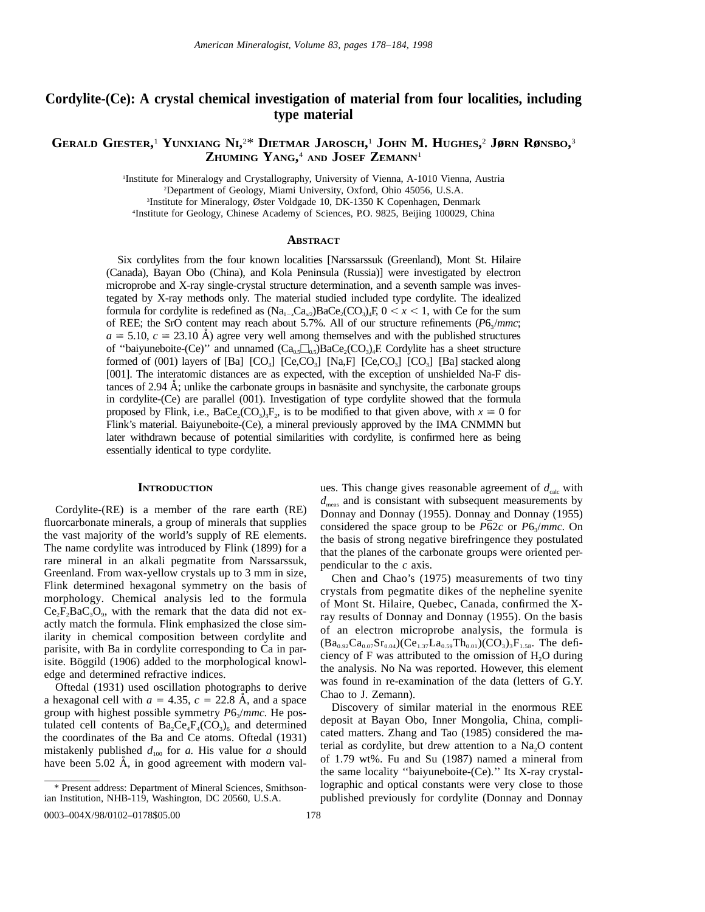# Cordylite-(Ce): A crystal chemical investigation of material from four localities, including type material

**Gerald Giester,**[1] **Yunxiang Ni,**[2]* **Dietmar Jarosch,**[1] **John M. Hughes,**[2] **Jørn Rønsbo,**[3] **Zhuming Yang,**[4] **and Josef Zemann**[1]

[1]Institute for Mineralogy and Crystallography, University of Vienna, A-1010 Vienna, Austria
[2]Department of Geology, Miami University, Oxford, Ohio 45056, U.S.A.
[3]Institute for Mineralogy, Øster Voldgade 10, DK-1350 K Copenhagen, Denmark
[4]Institute for Geology, Chinese Academy of Sciences, P.O. 9825, Beijing 100029, China

## Abstract

Six cordylites from the four known localities [Narssarssuk (Greenland), Mont St. Hilaire (Canada), Bayan Obo (China), and Kola Peninsula (Russia)] were investigated by electron microprobe and X-ray single-crystal structure determination, and a seventh sample was investegated by X-ray methods only. The material studied included type cordylite. The idealized formula for cordylite is redefined as $(Na_{1-x}Ca_{x/2})BaCe_2(CO_3)_4F$, $0 < x < 1$, with Ce for the sum of REE; the SrO content may reach about 5.7%. All of our structure refinements ($P6_3/mmc$; $a \cong 5.10$, $c \cong 23.10$ Å) agree very well among themselves and with the published structures of "baiyuneboite-(Ce)" and unnamed $(Ca_{0.5}\square_{0.5})BaCe_2(CO_3)_4F$. Cordylite has a sheet structure formed of (001) layers of [Ba] [$CO_3$] [Ce,$CO_3$] [Na,F] [Ce,$CO_3$] [$CO_3$] [Ba] stacked along [001]. The interatomic distances are as expected, with the exception of unshielded Na-F distances of 2.94 Å; unlike the carbonate groups in basnäsite and synchysite, the carbonate groups in cordylite-(Ce) are parallel (001). Investigation of type cordylite showed that the formula proposed by Flink, i.e., $BaCe_2(CO_3)_3F_2$, is to be modified to that given above, with $x \cong 0$ for Flink's material. Baiyuneboite-(Ce), a mineral previously approved by the IMA CNMMN but later withdrawn because of potential similarities with cordylite, is confirmed here as being essentially identical to type cordylite.

## Introduction

Cordylite-(RE) is a member of the rare earth (RE) fluorcarbonate minerals, a group of minerals that supplies the vast majority of the world's supply of RE elements. The name cordylite was introduced by Flink (1899) for a rare mineral in an alkali pegmatite from Narssarssuk, Greenland. From wax-yellow crystals up to 3 mm in size, Flink determined hexagonal symmetry on the basis of morphology. Chemical analysis led to the formula $Ce_2F_2BaC_3O_9$, with the remark that the data did not exactly match the formula. Flink emphasized the close similarity in chemical composition between cordylite and parisite, with Ba in cordylite corresponding to Ca in parisite. Böggild (1906) added to the morphological knowledge and determined refractive indices.

Oftedal (1931) used oscillation photographs to derive a hexagonal cell with $a = 4.35$, $c = 22.8$ Å, and a space group with highest possible symmetry $P6_3/mmc$. He postulated cell contents of $Ba_2Ce_4F_4(CO_3)_6$ and determined the coordinates of the Ba and Ce atoms. Oftedal (1931) mistakenly published $d_{100}$ for $a$. His value for $a$ should have been 5.02 Å, in good agreement with modern values. This change gives reasonable agreement of $d_{calc}$ with $d_{meas}$ and is consistant with subsequent measurements by Donnay and Donnay (1955). Donnay and Donnay (1955) considered the space group to be $P\bar{6}2c$ or $P6_3/mmc$. On the basis of strong negative birefringence they postulated that the planes of the carbonate groups were oriented perpendicular to the $c$ axis.

Chen and Chao's (1975) measurements of two tiny crystals from pegmatite dikes of the nepheline syenite of Mont St. Hilaire, Quebec, Canada, confirmed the X-ray results of Donnay and Donnay (1955). On the basis of an electron microprobe analysis, the formula is $(Ba_{0.92}Ca_{0.07}Sr_{0.04})(Ce_{1.37}La_{0.59}Th_{0.01})(CO_3)_3F_{1.58}$. The deficiency of F was attributed to the omission of $H_2O$ during the analysis. No Na was reported. However, this element was found in re-examination of the data (letters of G.Y. Chao to J. Zemann).

Discovery of similar material in the enormous REE deposit at Bayan Obo, Inner Mongolia, China, complicated matters. Zhang and Tao (1985) considered the material as cordylite, but drew attention to a $Na_2O$ content of 1.79 wt%. Fu and Su (1987) named a mineral from the same locality "baiyuneboite-(Ce)." Its X-ray crystallographic and optical constants were very close to those published previously for cordylite (Donnay and Donnay

\* Present address: Department of Mineral Sciences, Smithsonian Institution, NHB-119, Washington, DC 20560, U.S.A.

0003–004X/98/0102–0178$05.00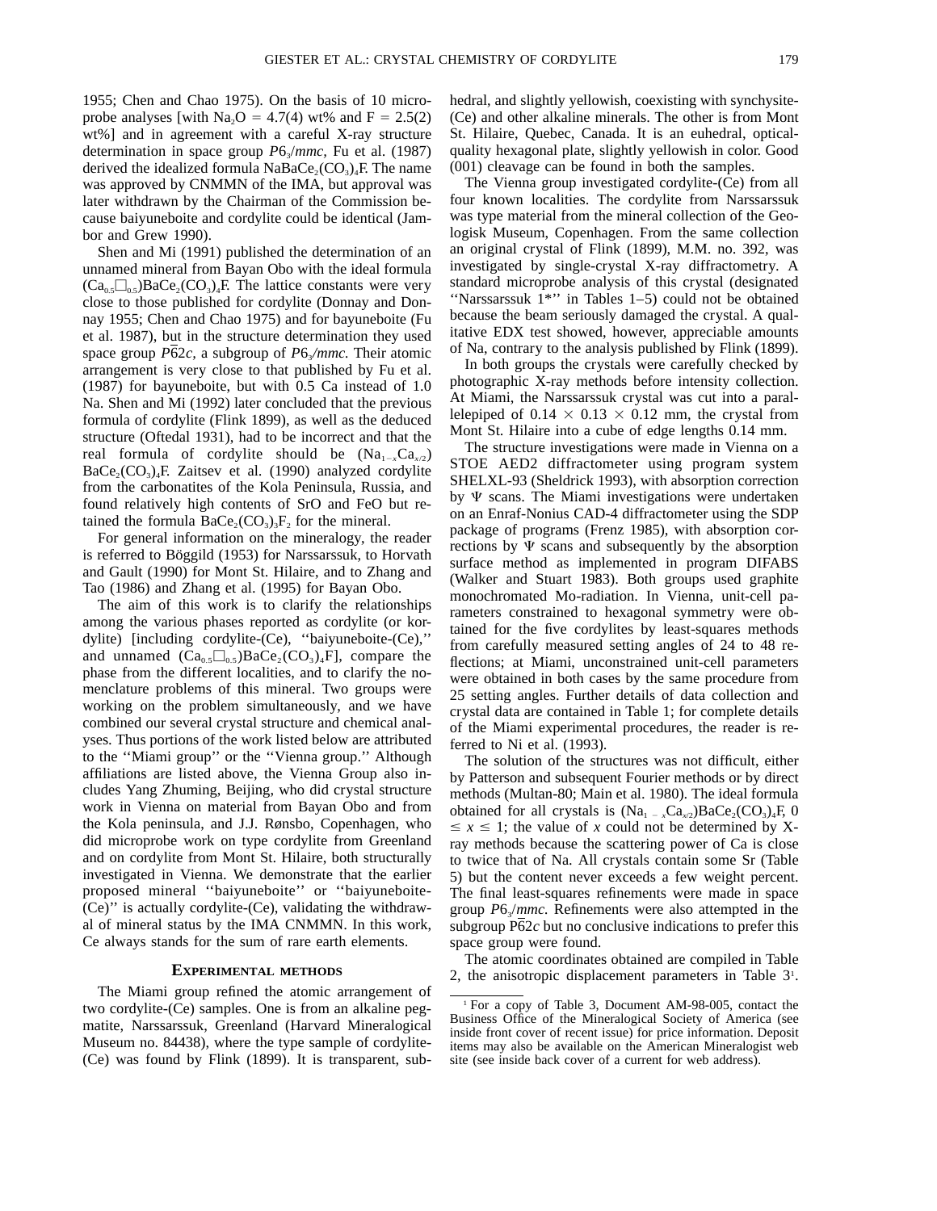1955; Chen and Chao 1975). On the basis of 10 microprobe analyses [with $Na_2O$ = 4.7(4) wt% and F = 2.5(2) wt%] and in agreement with a careful X-ray structure determination in space group *P*6$_3$/*mmc*, Fu et al. (1987) derived the idealized formula $NaBaCe_2(CO_3)_4F$. The name was approved by CNMMN of the IMA, but approval was later withdrawn by the Chairman of the Commission because baiyuneboite and cordylite could be identical (Jambor and Grew 1990).

Shen and Mi (1991) published the determination of an unnamed mineral from Bayan Obo with the ideal formula $(Ca_{0.5}\square_{0.5})BaCe_2(CO_3)_4F$. The lattice constants were very close to those published for cordylite (Donnay and Donnay 1955; Chen and Chao 1975) and for bayuneboite (Fu et al. 1987), but in the structure determination they used space group *P*$\bar{6}$2*c*, a subgroup of *P*6$_3$/*mmc*. Their atomic arrangement is very close to that published by Fu et al. (1987) for bayuneboite, but with 0.5 Ca instead of 1.0 Na. Shen and Mi (1992) later concluded that the previous formula of cordylite (Flink 1899), as well as the deduced structure (Oftedal 1931), had to be incorrect and that the real formula of cordylite should be $(Na_{1-x}Ca_{x/2})BaCe_2(CO_3)_4F$. Zaitsev et al. (1990) analyzed cordylite from the carbonatites of the Kola Peninsula, Russia, and found relatively high contents of SrO and FeO but retained the formula $BaCe_2(CO_3)_3F_2$ for the mineral.

For general information on the mineralogy, the reader is referred to Böggild (1953) for Narssarssuk, to Horvath and Gault (1990) for Mont St. Hilaire, and to Zhang and Tao (1986) and Zhang et al. (1995) for Bayan Obo.

The aim of this work is to clarify the relationships among the various phases reported as cordylite (or kordylite) [including cordylite-(Ce), ''baiyuneboite-(Ce),'' and unnamed $(Ca_{0.5}\square_{0.5})BaCe_2(CO_3)_4F$], compare the phase from the different localities, and to clarify the nomenclature problems of this mineral. Two groups were working on the problem simultaneously, and we have combined our several crystal structure and chemical analyses. Thus portions of the work listed below are attributed to the ''Miami group'' or the ''Vienna group.'' Although affiliations are listed above, the Vienna Group also includes Yang Zhuming, Beijing, who did crystal structure work in Vienna on material from Bayan Obo and from the Kola peninsula, and J.J. Rønsbo, Copenhagen, who did microprobe work on type cordylite from Greenland and on cordylite from Mont St. Hilaire, both structurally investigated in Vienna. We demonstrate that the earlier proposed mineral ''baiyuneboite'' or ''baiyuneboite-(Ce)'' is actually cordylite-(Ce), validating the withdrawal of mineral status by the IMA CNMMN. In this work, Ce always stands for the sum of rare earth elements.

## Experimental methods

The Miami group refined the atomic arrangement of two cordylite-(Ce) samples. One is from an alkaline pegmatite, Narssarssuk, Greenland (Harvard Mineralogical Museum no. 84438), where the type sample of cordylite-(Ce) was found by Flink (1899). It is transparent, subhedral, and slightly yellowish, coexisting with synchysite-(Ce) and other alkaline minerals. The other is from Mont St. Hilaire, Quebec, Canada. It is an euhedral, optical-quality hexagonal plate, slightly yellowish in color. Good (001) cleavage can be found in both the samples.

The Vienna group investigated cordylite-(Ce) from all four known localities. The cordylite from Narssarssuk was type material from the mineral collection of the Geologisk Museum, Copenhagen. From the same collection an original crystal of Flink (1899), M.M. no. 392, was investigated by single-crystal X-ray diffractometry. A standard microprobe analysis of this crystal (designated ''Narssarssuk 1*'' in Tables 1–5) could not be obtained because the beam seriously damaged the crystal. A qualitative EDX test showed, however, appreciable amounts of Na, contrary to the analysis published by Flink (1899).

In both groups the crystals were carefully checked by photographic X-ray methods before intensity collection. At Miami, the Narssarssuk crystal was cut into a parallelepiped of 0.14 × 0.13 × 0.12 mm, the crystal from Mont St. Hilaire into a cube of edge lengths 0.14 mm.

The structure investigations were made in Vienna on a STOE AED2 diffractometer using program system SHELXL-93 (Sheldrick 1993), with absorption correction by Ψ scans. The Miami investigations were undertaken on an Enraf-Nonius CAD-4 diffractometer using the SDP package of programs (Frenz 1985), with absorption corrections by Ψ scans and subsequently by the absorption surface method as implemented in program DIFABS (Walker and Stuart 1983). Both groups used graphite monochromated Mo-radiation. In Vienna, unit-cell parameters constrained to hexagonal symmetry were obtained for the five cordylites by least-squares methods from carefully measured setting angles of 24 to 48 reflections; at Miami, unconstrained unit-cell parameters were obtained in both cases by the same procedure from 25 setting angles. Further details of data collection and crystal data are contained in Table 1; for complete details of the Miami experimental procedures, the reader is referred to Ni et al. (1993).

The solution of the structures was not difficult, either by Patterson and subsequent Fourier methods or by direct methods (Multan-80; Main et al. 1980). The ideal formula obtained for all crystals is $(Na_{1-x}Ca_{x/2})BaCe_2(CO_3)_4F$, $0 \leq x \leq 1$; the value of *x* could not be determined by X-ray methods because the scattering power of Ca is close to twice that of Na. All crystals contain some Sr (Table 5) but the content never exceeds a few weight percent. The final least-squares refinements were made in space group *P*6$_3$/*mmc*. Refinements were also attempted in the subgroup P$\bar{6}$2*c* but no conclusive indications to prefer this space group were found.

The atomic coordinates obtained are compiled in Table 2, the anisotropic displacement parameters in Table 3[1].

[1] For a copy of Table 3, Document AM-98-005, contact the Business Office of the Mineralogical Society of America (see inside front cover of recent issue) for price information. Deposit items may also be available on the American Mineralogist web site (see inside back cover of a current for web address).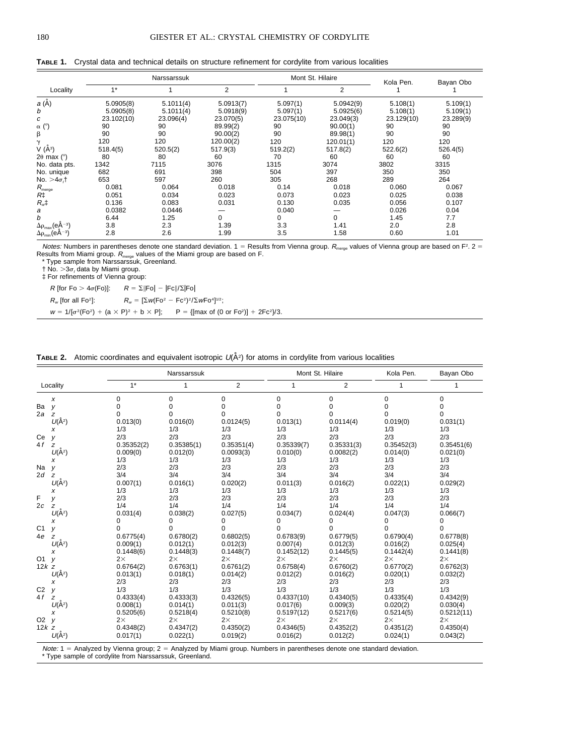**TABLE 1.** Crystal data and technical details on structure refinement for cordylite from various localities

| Locality | Narssarssuk | | | Mont St. Hilaire | | Kola Pen. | Bayan Obo |
|---|---|---|---|---|---|---|---|
| | 1* | 1 | 2 | 1 | 2 | 1 | 1 |
| $a$ (Å) | 5.0905(8) | 5.1011(4) | 5.0913(7) | 5.097(1) | 5.0942(9) | 5.108(1) | 5.109(1) |
| $b$ | 5.0905(8) | 5.1011(4) | 5.0918(9) | 5.097(1) | 5.0925(6) | 5.108(1) | 5.109(1) |
| $c$ | 23.102(10) | 23.096(4) | 23.070(5) | 23.075(10) | 23.049(3) | 23.129(10) | 23.289(9) |
| $\alpha$ (°) | 90 | 90 | 89.99(2) | 90 | 90.00(1) | 90 | 90 |
| $\beta$ | 90 | 90 | 90.00(2) | 90 | 89.98(1) | 90 | 90 |
| $\gamma$ | 120 | 120 | 120.00(2) | 120 | 120.01(1) | 120 | 120 |
| V (Å$^3$) | 518.4(5) | 520.5(2) | 517.9(3) | 519.2(2) | 517.8(2) | 522.6(2) | 526.4(5) |
| 2$\theta$ max (°) | 80 | 80 | 60 | 70 | 60 | 60 | 60 |
| No. data pts. | 1342 | 7115 | 3076 | 1315 | 3074 | 3802 | 3315 |
| No. unique | 682 | 691 | 398 | 504 | 397 | 350 | 350 |
| No. $>4\sigma_I$† | 653 | 597 | 260 | 305 | 268 | 289 | 264 |
| $R_{merge}$ | 0.081 | 0.064 | 0.018 | 0.14 | 0.018 | 0.060 | 0.067 |
| $R$‡ | 0.051 | 0.034 | 0.023 | 0.073 | 0.023 | 0.025 | 0.038 |
| $R_w$‡ | 0.136 | 0.083 | 0.031 | 0.130 | 0.035 | 0.056 | 0.107 |
| $a$ | 0.0382 | 0.0446 | — | 0.040 | — | 0.026 | 0.04 |
| $b$ | 6.44 | 1.25 | 0 | 0 | 0 | 1.45 | 7.7 |
| $\Delta\rho_{max}$(eÅ$^{-3}$) | 3.8 | 2.3 | 1.39 | 3.3 | 1.41 | 2.0 | 2.8 |
| $\Delta\rho_{min}$(eÅ$^{-3}$) | 2.8 | 2.6 | 1.99 | 3.5 | 1.58 | 0.60 | 1.01 |

*Notes:* Numbers in parentheses denote one standard deviation. 1 = Results from Vienna group. $R_{merge}$ values of Vienna group are based on $F^2$. 2 = Results from Miami group. $R_{merge}$ values of the Miami group are based on F.

\* Type sample from Narssarssuk, Greenland.

† No. $>3\sigma_I$ data by Miami group.

‡ For refinements of Vienna group:

$R$ [for Fo $> 4\sigma$(Fo)]: $R = \Sigma||Fo| - |Fc||/\Sigma|Fo|$

$R_w$ [for all Fo$^2$]: $R_w = [\Sigma w(Fo^2 - Fc^2)^2/\Sigma wFo^4]^{1/2}$;

$w = 1/[\sigma^2(Fo^2) + (a \times P)^2 + b \times P]$; $P = \{[\max \text{ of } (0 \text{ or } Fo^2)] + 2Fc^2\}/3$.

**TABLE 2.** Atomic coordinates and equivalent isotropic $U$(Å$^2$) for atoms in cordylite from various localities

| Locality | | Narssarssuk | | | Mont St. Hilaire | | Kola Pen. | Bayan Obo |
|---|---|---|---|---|---|---|---|---|
| | | 1* | 1 | 2 | 1 | 2 | 1 | 1 |
| Ba 2$a$ | $x$ | 0 | 0 | 0 | 0 | 0 | 0 | 0 |
| | $y$ | 0 | 0 | 0 | 0 | 0 | 0 | 0 |
| | $z$ | 0 | 0 | 0 | 0 | 0 | 0 | 0 |
| | $U$(Å$^2$) | 0.013(0) | 0.016(0) | 0.0124(5) | 0.013(1) | 0.0114(4) | 0.019(0) | 0.031(1) |
| Ce 4$f$ | $x$ | 1/3 | 1/3 | 1/3 | 1/3 | 1/3 | 1/3 | 1/3 |
| | $y$ | 2/3 | 2/3 | 2/3 | 2/3 | 2/3 | 2/3 | 2/3 |
| | $z$ | 0.35352(2) | 0.35385(1) | 0.35351(4) | 0.35339(7) | 0.35331(3) | 0.35452(3) | 0.35451(6) |
| | $U$(Å$^2$) | 0.009(0) | 0.012(0) | 0.0093(3) | 0.010(0) | 0.0082(2) | 0.014(0) | 0.021(0) |
| Na 2$d$ | $x$ | 1/3 | 1/3 | 1/3 | 1/3 | 1/3 | 1/3 | 1/3 |
| | $y$ | 2/3 | 2/3 | 2/3 | 2/3 | 2/3 | 2/3 | 2/3 |
| | $z$ | 3/4 | 3/4 | 3/4 | 3/4 | 3/4 | 3/4 | 3/4 |
| | $U$(Å$^2$) | 0.007(1) | 0.016(1) | 0.020(2) | 0.011(3) | 0.016(2) | 0.022(1) | 0.029(2) |
| F 2$c$ | $x$ | 1/3 | 1/3 | 1/3 | 1/3 | 1/3 | 1/3 | 1/3 |
| | $y$ | 2/3 | 2/3 | 2/3 | 2/3 | 2/3 | 2/3 | 2/3 |
| | $z$ | 1/4 | 1/4 | 1/4 | 1/4 | 1/4 | 1/4 | 1/4 |
| | $U$(Å$^2$) | 0.031(4) | 0.038(2) | 0.027(5) | 0.034(7) | 0.024(4) | 0.047(3) | 0.066(7) |
| C1 4$e$ | $x$ | 0 | 0 | 0 | 0 | 0 | 0 | 0 |
| | $y$ | 0 | 0 | 0 | 0 | 0 | 0 | 0 |
| | $z$ | 0.6775(4) | 0.6780(2) | 0.6802(5) | 0.6783(9) | 0.6779(5) | 0.6790(4) | 0.6778(8) |
| | $U$(Å$^2$) | 0.009(1) | 0.012(1) | 0.012(3) | 0.007(4) | 0.012(3) | 0.016(2) | 0.025(4) |
| O1 12$k$ | $x$ | 0.1448(6) | 0.1448(3) | 0.1448(7) | 0.1452(12) | 0.1445(5) | 0.1442(4) | 0.1441(8) |
| | $y$ | 2× | 2× | 2× | 2× | 2× | 2× | 2× |
| | $z$ | 0.6764(2) | 0.6763(1) | 0.6761(2) | 0.6758(4) | 0.6760(2) | 0.6770(2) | 0.6762(3) |
| | $U$(Å$^2$) | 0.013(1) | 0.018(1) | 0.014(2) | 0.012(2) | 0.016(2) | 0.020(1) | 0.032(2) |
| C2 4$f$ | $x$ | 2/3 | 2/3 | 2/3 | 2/3 | 2/3 | 2/3 | 2/3 |
| | $y$ | 1/3 | 1/3 | 1/3 | 1/3 | 1/3 | 1/3 | 1/3 |
| | $z$ | 0.4333(4) | 0.4333(3) | 0.4326(5) | 0.4337(10) | 0.4340(5) | 0.4335(4) | 0.4342(9) |
| | $U$(Å$^2$) | 0.008(1) | 0.014(1) | 0.011(3) | 0.017(6) | 0.009(3) | 0.020(2) | 0.030(4) |
| O2 12$k$ | $x$ | 0.5205(6) | 0.5218(4) | 0.5210(8) | 0.5197(12) | 0.5217(6) | 0.5214(5) | 0.5212(11) |
| | $y$ | 2× | 2× | 2× | 2× | 2× | 2× | 2× |
| | $z$ | 0.4348(2) | 0.4347(2) | 0.4350(2) | 0.4346(5) | 0.4352(2) | 0.4351(2) | 0.4350(4) |
| | $U$(Å$^2$) | 0.017(1) | 0.022(1) | 0.019(2) | 0.016(2) | 0.012(2) | 0.024(1) | 0.043(2) |

*Note:* 1 = Analyzed by Vienna group; 2 = Analyzed by Miami group. Numbers in parentheses denote one standard deviation.

\* Type sample of cordylite from Narssarssuk, Greenland.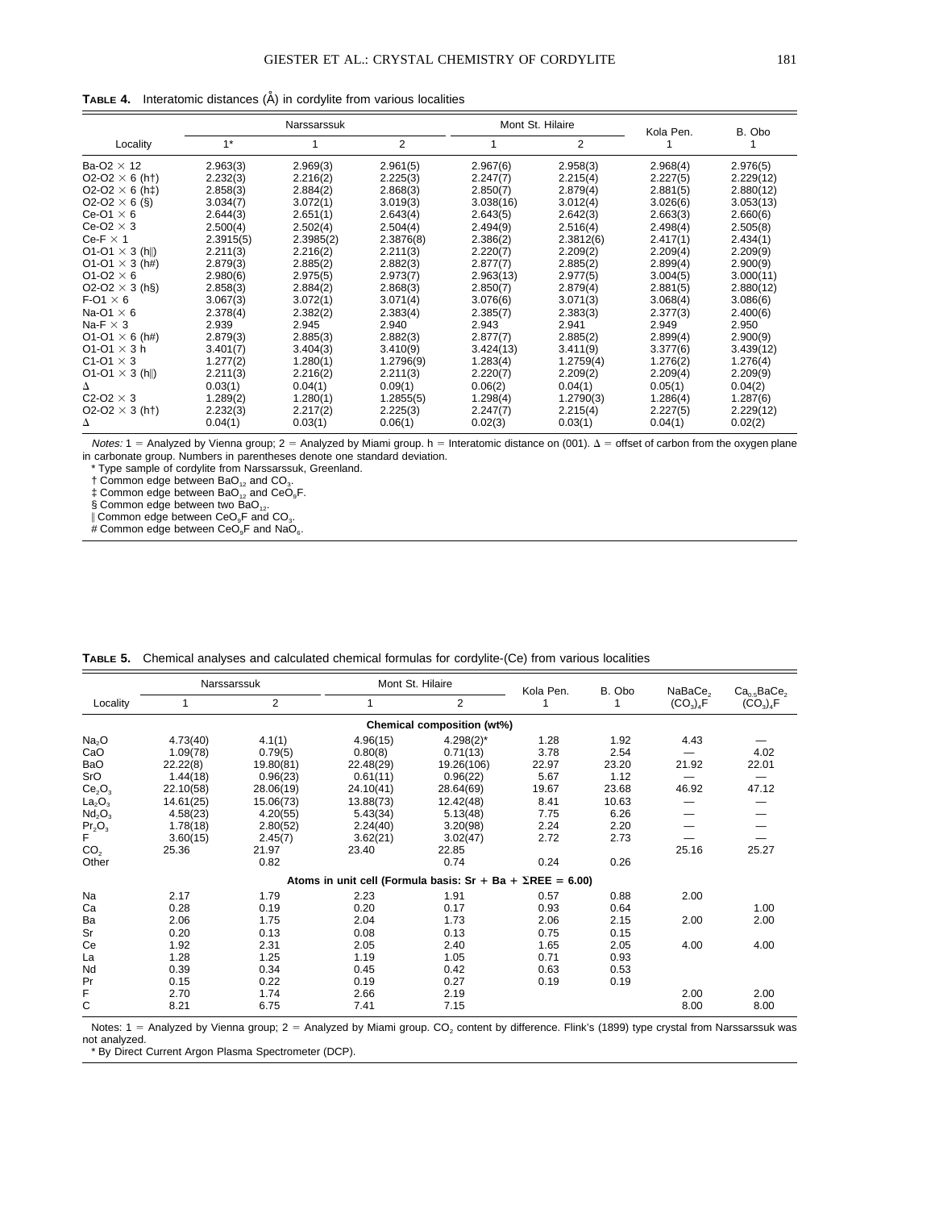**TABLE 4.** Interatomic distances (Å) in cordylite from various localities

| Locality | Narssarssuk | | | Mont St. Hilaire | | Kola Pen. | B. Obo |
|---|---|---|---|---|---|---|---|
| | 1* | 1 | 2 | 1 | 2 | 1 | 1 |
| Ba-O2 × 12 | 2.963(3) | 2.969(3) | 2.961(5) | 2.967(6) | 2.958(3) | 2.968(4) | 2.976(5) |
| O2-O2 × 6 (h†) | 2.232(3) | 2.216(2) | 2.225(3) | 2.247(7) | 2.215(4) | 2.227(5) | 2.229(12) |
| O2-O2 × 6 (h‡) | 2.858(3) | 2.884(2) | 2.868(3) | 2.850(7) | 2.879(4) | 2.881(5) | 2.880(12) |
| O2-O2 × 6 (§) | 3.034(7) | 3.072(1) | 3.019(3) | 3.038(16) | 3.012(4) | 3.026(6) | 3.053(13) |
| Ce-O1 × 6 | 2.644(3) | 2.651(1) | 2.643(4) | 2.643(5) | 2.642(3) | 2.663(3) | 2.660(6) |
| Ce-O2 × 3 | 2.500(4) | 2.502(4) | 2.504(4) | 2.494(9) | 2.516(4) | 2.498(4) | 2.505(8) |
| Ce-F × 1 | 2.3915(5) | 2.3985(2) | 2.3876(8) | 2.386(2) | 2.3812(6) | 2.417(1) | 2.434(1) |
| O1-O1 × 3 (h‖) | 2.211(3) | 2.216(2) | 2.211(3) | 2.220(7) | 2.209(2) | 2.209(4) | 2.209(9) |
| O1-O1 × 3 (h#) | 2.879(3) | 2.885(2) | 2.882(3) | 2.877(7) | 2.885(2) | 2.899(4) | 2.900(9) |
| O1-O2 × 6 | 2.980(6) | 2.975(5) | 2.973(7) | 2.963(13) | 2.977(5) | 3.004(5) | 3.000(11) |
| O2-O2 × 3 (h§) | 2.858(3) | 2.884(2) | 2.868(3) | 2.850(7) | 2.879(4) | 2.881(5) | 2.880(12) |
| F-O1 × 6 | 3.067(3) | 3.072(1) | 3.071(4) | 3.076(6) | 3.071(3) | 3.068(4) | 3.086(6) |
| Na-O1 × 6 | 2.378(4) | 2.382(2) | 2.383(4) | 2.385(7) | 2.383(3) | 2.377(3) | 2.400(6) |
| Na-F × 3 | 2.939 | 2.945 | 2.940 | 2.943 | 2.941 | 2.949 | 2.950 |
| O1-O1 × 6 (h#) | 2.879(3) | 2.885(3) | 2.882(3) | 2.877(7) | 2.885(2) | 2.899(4) | 2.900(9) |
| O1-O1 × 3 h | 3.401(7) | 3.404(3) | 3.410(9) | 3.424(13) | 3.411(9) | 3.377(6) | 3.439(12) |
| C1-O1 × 3 | 1.277(2) | 1.280(1) | 1.2796(9) | 1.283(4) | 1.2759(4) | 1.276(2) | 1.276(4) |
| O1-O1 × 3 (h‖) | 2.211(3) | 2.216(2) | 2.211(3) | 2.220(7) | 2.209(2) | 2.209(4) | 2.209(9) |
| Δ | 0.03(1) | 0.04(1) | 0.09(1) | 0.06(2) | 0.04(1) | 0.05(1) | 0.04(2) |
| C2-O2 × 3 | 1.289(2) | 1.280(1) | 1.2855(5) | 1.298(4) | 1.2790(3) | 1.286(4) | 1.287(6) |
| O2-O2 × 3 (h†) | 2.232(3) | 2.217(2) | 2.225(3) | 2.247(7) | 2.215(4) | 2.227(5) | 2.229(12) |
| Δ | 0.04(1) | 0.03(1) | 0.06(1) | 0.02(3) | 0.03(1) | 0.04(1) | 0.02(2) |

*Notes:* 1 = Analyzed by Vienna group; 2 = Analyzed by Miami group. h = Interatomic distance on (001). Δ = offset of carbon from the oxygen plane in carbonate group. Numbers in parentheses denote one standard deviation.

\* Type sample of cordylite from Narssarssuk, Greenland.

† Common edge between $BaO_{12}$ and $CO_3$.

‡ Common edge between $BaO_{12}$ and $CeO_9F$.

§ Common edge between two $BaO_{12}$.

‖ Common edge between $CeO_9F$ and $CO_3$.

\# Common edge between $CeO_9F$ and $NaO_6$.

**TABLE 5.** Chemical analyses and calculated chemical formulas for cordylite-(Ce) from various localities

| Locality | Narssarssuk | | Mont St. Hilaire | | Kola Pen. | B. Obo | $NaBaCe_2(CO_3)_4F$ | $Ca_{0.5}BaCe_2(CO_3)_4F$ |
|---|---|---|---|---|---|---|---|---|
| | 1 | 2 | 1 | 2 | 1 | 1 | | |
| **Chemical composition (wt%)** | | | | | | | | |
| $Na_2O$ | 4.73(40) | 4.1(1) | 4.96(15) | 4.298(2)* | 1.28 | 1.92 | 4.43 | — |
| CaO | 1.09(78) | 0.79(5) | 0.80(8) | 0.71(13) | 3.78 | 2.54 | — | 4.02 |
| BaO | 22.22(8) | 19.80(81) | 22.48(29) | 19.26(106) | 22.97 | 23.20 | 21.92 | 22.01 |
| SrO | 1.44(18) | 0.96(23) | 0.61(11) | 0.96(22) | 5.67 | 1.12 | — | — |
| $Ce_2O_3$ | 22.10(58) | 28.06(19) | 24.10(41) | 28.64(69) | 19.67 | 23.68 | 46.92 | 47.12 |
| $La_2O_3$ | 14.61(25) | 15.06(73) | 13.88(73) | 12.42(48) | 8.41 | 10.63 | — | — |
| $Nd_2O_3$ | 4.58(23) | 4.20(55) | 5.43(34) | 5.13(48) | 7.75 | 6.26 | — | — |
| $Pr_2O_3$ | 1.78(18) | 2.80(52) | 2.24(40) | 3.20(98) | 2.24 | 2.20 | — | — |
| F | 3.60(15) | 2.45(7) | 3.62(21) | 3.02(47) | 2.72 | 2.73 | — | — |
| $CO_2$ | 25.36 | 21.97 | 23.40 | 22.85 | | | 25.16 | 25.27 |
| Other | | 0.82 | | 0.74 | 0.24 | 0.26 | | |
| **Atoms in unit cell (Formula basis: Sr + Ba + ΣREE = 6.00)** | | | | | | | | |
| Na | 2.17 | 1.79 | 2.23 | 1.91 | 0.57 | 0.88 | 2.00 | |
| Ca | 0.28 | 0.19 | 0.20 | 0.17 | 0.93 | 0.64 | | 1.00 |
| Ba | 2.06 | 1.75 | 2.04 | 1.73 | 2.06 | 2.15 | 2.00 | 2.00 |
| Sr | 0.20 | 0.13 | 0.08 | 0.13 | 0.75 | 0.15 | | |
| Ce | 1.92 | 2.31 | 2.05 | 2.40 | 1.65 | 2.05 | 4.00 | 4.00 |
| La | 1.28 | 1.25 | 1.19 | 1.05 | 0.71 | 0.93 | | |
| Nd | 0.39 | 0.34 | 0.45 | 0.42 | 0.63 | 0.53 | | |
| Pr | 0.15 | 0.22 | 0.19 | 0.27 | 0.19 | 0.19 | | |
| F | 2.70 | 1.74 | 2.66 | 2.19 | | | 2.00 | 2.00 |
| C | 8.21 | 6.75 | 7.41 | 7.15 | | | 8.00 | 8.00 |

Notes: 1 = Analyzed by Vienna group; 2 = Analyzed by Miami group. $CO_2$ content by difference. Flink's (1899) type crystal from Narssarssuk was not analyzed.

\* By Direct Current Argon Plasma Spectrometer (DCP).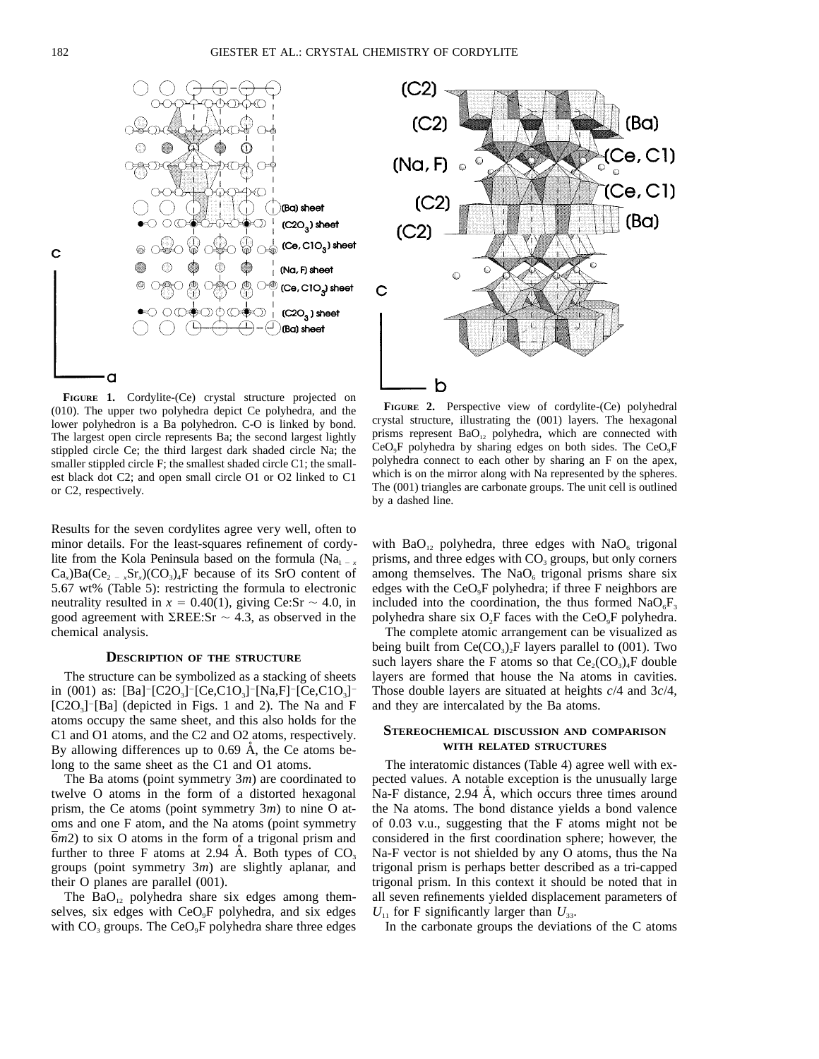**FIGURE 1.** Cordylite-(Ce) crystal structure projected on (010). The upper two polyhedra depict Ce polyhedra, and the lower polyhedron is a Ba polyhedron. C-O is linked by bond. The largest open circle represents Ba; the second largest lightly stippled circle Ce; the third largest dark shaded circle Na; the smaller stippled circle F; the smallest shaded circle C1; the smallest black dot C2; and open small circle O1 or O2 linked to C1 or C2, respectively.

**FIGURE 2.** Perspective view of cordylite-(Ce) polyhedral crystal structure, illustrating the (001) layers. The hexagonal prisms represent $BaO_{12}$ polyhedra, which are connected with $CeO_9F$ polyhedra by sharing edges on both sides. The $CeO_9F$ polyhedra connect to each other by sharing an F on the apex, which is on the mirror along with Na represented by the spheres. The (001) triangles are carbonate groups. The unit cell is outlined by a dashed line.

Results for the seven cordylites agree very well, often to minor details. For the least-squares refinement of cordylite from the Kola Peninsula based on the formula $(Na_{1-x}Ca_x)Ba(Ce_{2-x}Sr_x)(CO_3)_4F$ because of its SrO content of 5.67 wt% (Table 5): restricting the formula to electronic neutrality resulted in $x = 0.40(1)$, giving Ce:Sr $\sim$ 4.0, in good agreement with $\Sigma$REE:Sr $\sim$ 4.3, as observed in the chemical analysis.

## DESCRIPTION OF THE STRUCTURE

The structure can be symbolized as a stacking of sheets in (001) as: $[Ba]$–$[C2O_3]$–$[Ce,C1O_3]$–$[Na,F]$–$[Ce,C1O_3]$–$[C2O_3]$–$[Ba]$ (depicted in Figs. 1 and 2). The Na and F atoms occupy the same sheet, and this also holds for the C1 and O1 atoms, and the C2 and O2 atoms, respectively. By allowing differences up to 0.69 Å, the Ce atoms belong to the same sheet as the C1 and O1 atoms.

The Ba atoms (point symmetry 3*m*) are coordinated to twelve O atoms in the form of a distorted hexagonal prism, the Ce atoms (point symmetry 3*m*) to nine O atoms and one F atom, and the Na atoms (point symmetry $\bar{6}m2$) to six O atoms in the form of a trigonal prism and further to three F atoms at 2.94 Å. Both types of $CO_3$ groups (point symmetry 3*m*) are slightly aplanar, and their O planes are parallel (001).

The $BaO_{12}$ polyhedra share six edges among themselves, six edges with $CeO_9F$ polyhedra, and six edges with $CO_3$ groups. The $CeO_9F$ polyhedra share three edges with $BaO_{12}$ polyhedra, three edges with $NaO_6$ trigonal prisms, and three edges with $CO_3$ groups, but only corners among themselves. The $NaO_6$ trigonal prisms share six edges with the $CeO_9F$ polyhedra; if three F neighbors are included into the coordination, the thus formed $NaO_6F_3$ polyhedra share six $O_2F$ faces with the $CeO_9F$ polyhedra.

The complete atomic arrangement can be visualized as being built from $Ce(CO_3)_2F$ layers parallel to (001). Two such layers share the F atoms so that $Ce_2(CO_3)_4F$ double layers are formed that house the Na atoms in cavities. Those double layers are situated at heights *c*/4 and 3*c*/4, and they are intercalated by the Ba atoms.

## STEREOCHEMICAL DISCUSSION AND COMPARISON WITH RELATED STRUCTURES

The interatomic distances (Table 4) agree well with expected values. A notable exception is the unusually large Na-F distance, 2.94 Å, which occurs three times around the Na atoms. The bond distance yields a bond valence of 0.03 v.u., suggesting that the F atoms might not be considered in the first coordination sphere; however, the Na-F vector is not shielded by any O atoms, thus the Na trigonal prism is perhaps better described as a tri-capped trigonal prism. In this context it should be noted that in all seven refinements yielded displacement parameters of $U_{11}$ for F significantly larger than $U_{33}$.

In the carbonate groups the deviations of the C atoms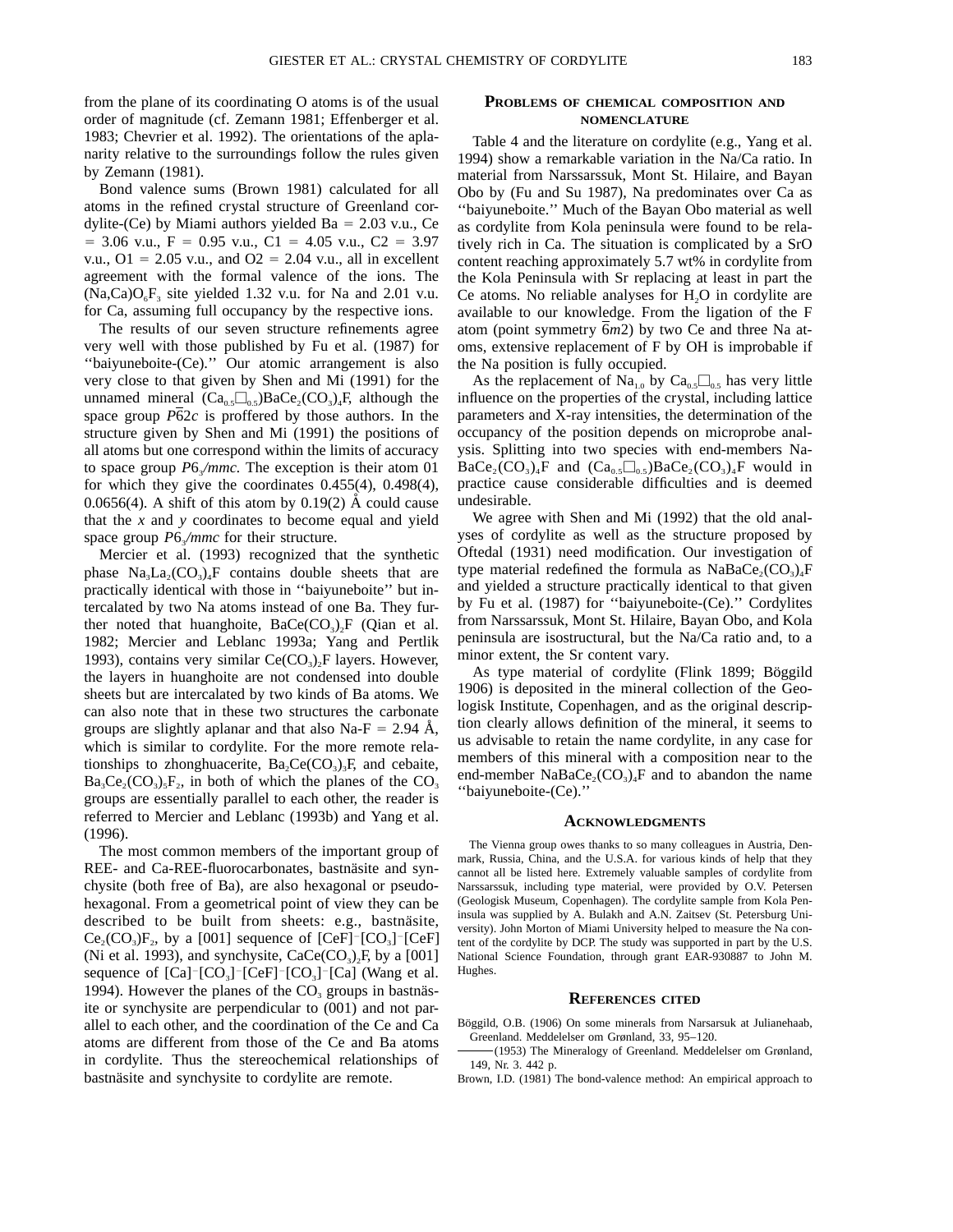from the plane of its coordinating O atoms is of the usual order of magnitude (cf. Zemann 1981; Effenberger et al. 1983; Chevrier et al. 1992). The orientations of the aplanarity relative to the surroundings follow the rules given by Zemann (1981).

Bond valence sums (Brown 1981) calculated for all atoms in the refined crystal structure of Greenland cordylite-(Ce) by Miami authors yielded Ba = 2.03 v.u., Ce = 3.06 v.u., F = 0.95 v.u., C1 = 4.05 v.u., C2 = 3.97 v.u., O1 = 2.05 v.u., and O2 = 2.04 v.u., all in excellent agreement with the formal valence of the ions. The $(Na,Ca)O_6F_3$ site yielded 1.32 v.u. for Na and 2.01 v.u. for Ca, assuming full occupancy by the respective ions.

The results of our seven structure refinements agree very well with those published by Fu et al. (1987) for ''baiyuneboite-(Ce).'' Our atomic arrangement is also very close to that given by Shen and Mi (1991) for the unnamed mineral $(Ca_{0.5}\square_{0.5})BaCe_2(CO_3)_4F$, although the space group $P\bar{6}2c$ is proffered by those authors. In the structure given by Shen and Mi (1991) the positions of all atoms but one correspond within the limits of accuracy to space group $P6_3/mmc$. The exception is their atom 01 for which they give the coordinates 0.455(4), 0.498(4), 0.0656(4). A shift of this atom by 0.19(2) Å could cause that the *x* and *y* coordinates to become equal and yield space group $P6_3/mmc$ for their structure.

Mercier et al. (1993) recognized that the synthetic phase $Na_3La_2(CO_3)_4F$ contains double sheets that are practically identical with those in ''baiyuneboite'' but intercalated by two Na atoms instead of one Ba. They further noted that huanghoite, $BaCe(CO_3)_2F$ (Qian et al. 1982; Mercier and Leblanc 1993a; Yang and Pertlik 1993), contains very similar $Ce(CO_3)_2F$ layers. However, the layers in huanghoite are not condensed into double sheets but are intercalated by two kinds of Ba atoms. We can also note that in these two structures the carbonate groups are slightly aplanar and that also Na-F = 2.94 Å, which is similar to cordylite. For the more remote relationships to zhonghuacerite, $Ba_2Ce(CO_3)_3F$, and cebaite, $Ba_3Ce_2(CO_3)_5F_2$, in both of which the planes of the $CO_3$ groups are essentially parallel to each other, the reader is referred to Mercier and Leblanc (1993b) and Yang et al. (1996).

The most common members of the important group of REE- and Ca-REE-fluorocarbonates, bastnäsite and synchysite (both free of Ba), are also hexagonal or pseudohexagonal. From a geometrical point of view they can be described to be built from sheets: e.g., bastnäsite, $Ce_2(CO_3)F_2$, by a [001] sequence of [CeF]–[$CO_3$]–[CeF] (Ni et al. 1993), and synchysite, $CaCe(CO_3)_2F$, by a [001] sequence of [Ca]–[$CO_3$]–[CeF]–[$CO_3$]–[Ca] (Wang et al. 1994). However the planes of the $CO_3$ groups in bastnäsite or synchysite are perpendicular to (001) and not parallel to each other, and the coordination of the Ce and Ca atoms are different from those of the Ce and Ba atoms in cordylite. Thus the stereochemical relationships of bastnäsite and synchysite to cordylite are remote.

## Problems of chemical composition and nomenclature

Table 4 and the literature on cordylite (e.g., Yang et al. 1994) show a remarkable variation in the Na/Ca ratio. In material from Narssarssuk, Mont St. Hilaire, and Bayan Obo by (Fu and Su 1987), Na predominates over Ca as ''baiyuneboite.'' Much of the Bayan Obo material as well as cordylite from Kola peninsula were found to be relatively rich in Ca. The situation is complicated by a SrO content reaching approximately 5.7 wt% in cordylite from the Kola Peninsula with Sr replacing at least in part the Ce atoms. No reliable analyses for $H_2O$ in cordylite are available to our knowledge. From the ligation of the F atom (point symmetry $\bar{6}m2$) by two Ce and three Na atoms, extensive replacement of F by OH is improbable if the Na position is fully occupied.

As the replacement of $Na_{1.0}$ by $Ca_{0.5}\square_{0.5}$ has very little influence on the properties of the crystal, including lattice parameters and X-ray intensities, the determination of the occupancy of the position depends on microprobe analysis. Splitting into two species with end-members $NaBaCe_2(CO_3)_4F$ and $(Ca_{0.5}\square_{0.5})BaCe_2(CO_3)_4F$ would in practice cause considerable difficulties and is deemed undesirable.

We agree with Shen and Mi (1992) that the old analyses of cordylite as well as the structure proposed by Oftedal (1931) need modification. Our investigation of type material redefined the formula as $NaBaCe_2(CO_3)_4F$ and yielded a structure practically identical to that given by Fu et al. (1987) for ''baiyuneboite-(Ce).'' Cordylites from Narssarssuk, Mont St. Hilaire, Bayan Obo, and Kola peninsula are isostructural, but the Na/Ca ratio and, to a minor extent, the Sr content vary.

As type material of cordylite (Flink 1899; Böggild 1906) is deposited in the mineral collection of the Geologisk Institute, Copenhagen, and as the original description clearly allows definition of the mineral, it seems to us advisable to retain the name cordylite, in any case for members of this mineral with a composition near to the end-member $NaBaCe_2(CO_3)_4F$ and to abandon the name ''baiyuneboite-(Ce).''

## Acknowledgments

The Vienna group owes thanks to so many colleagues in Austria, Denmark, Russia, China, and the U.S.A. for various kinds of help that they cannot all be listed here. Extremely valuable samples of cordylite from Narssarssuk, including type material, were provided by O.V. Petersen (Geologisk Museum, Copenhagen). The cordylite sample from Kola Peninsula was supplied by A. Bulakh and A.N. Zaitsev (St. Petersburg University). John Morton of Miami University helped to measure the Na content of the cordylite by DCP. The study was supported in part by the U.S. National Science Foundation, through grant EAR-930887 to John M. Hughes.

## References cited

Böggild, O.B. (1906) On some minerals from Narsarsuk at Julianehaab, Greenland. Meddelelser om Grønland, 33, 95–120.

——— (1953) The Mineralogy of Greenland. Meddelelser om Grønland, 149, Nr. 3. 442 p.

Brown, I.D. (1981) The bond-valence method: An empirical approach to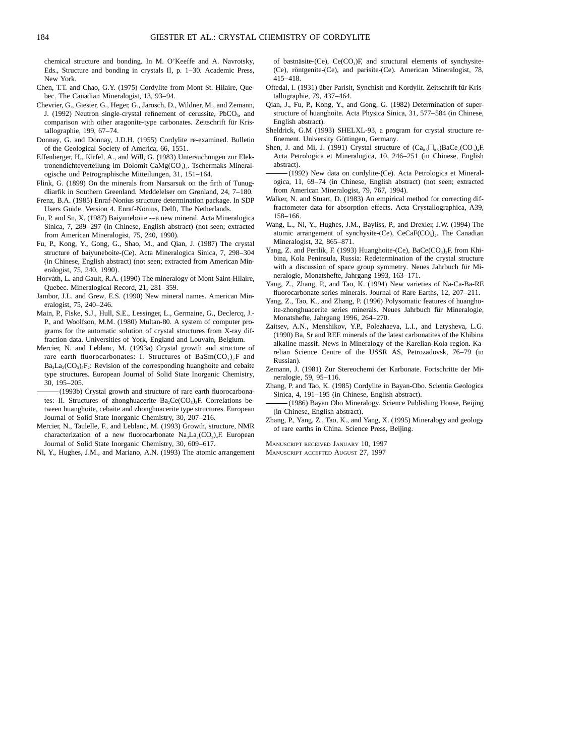chemical structure and bonding. In M. O'Keeffe and A. Navrotsky, Eds., Structure and bonding in crystals II, p. 1–30. Academic Press, New York.

Chen, T.T. and Chao, G.Y. (1975) Cordylite from Mont St. Hilaire, Quebec. The Canadian Mineralogist, 13, 93–94.

Chevrier, G., Giester, G., Heger, G., Jarosch, D., Wildner, M., and Zemann, J. (1992) Neutron single-crystal refinement of cerussite, $PbCO_3$, and comparison with other aragonite-type carbonates. Zeitschrift für Kristallographie, 199, 67–74.

Donnay, G. and Donnay, J.D.H. (1955) Cordylite re-examined. Bulletin of the Geological Society of America, 66, 1551.

Effenberger, H., Kirfel, A., and Will, G. (1983) Untersuchungen zur Elektronendichteverteilung im Dolomit $CaMg(CO_3)_2$. Tschermaks Mineralogische und Petrographische Mitteilungen, 31, 151–164.

Flink, G. (1899) On the minerals from Narsarsuk on the firth of Tunugdliarfik in Southern Greenland. Meddelelser om Grønland, 24, 7–180.

Frenz, B.A. (1985) Enraf-Nonius structure determination package. In SDP Users Guide. Version 4. Enraf-Nonius, Delft, The Netherlands.

Fu, P. and Su, X. (1987) Baiyuneboite -–a new mineral. Acta Mineralogica Sinica, 7, 289–297 (in Chinese, English abstract) (not seen; extracted from American Mineralogist, 75, 240, 1990).

Fu, P., Kong, Y., Gong, G., Shao, M., and Qian, J. (1987) The crystal structure of baiyuneboite-(Ce). Acta Mineralogica Sinica, 7, 298–304 (in Chinese, English abstract) (not seen; extracted from American Mineralogist, 75, 240, 1990).

Horváth, L. and Gault, R.A. (1990) The mineralogy of Mont Saint-Hilaire, Quebec. Mineralogical Record, 21, 281–359.

Jambor, J.L. and Grew, E.S. (1990) New mineral names. American Mineralogist, 75, 240–246.

Main, P., Fiske, S.J., Hull, S.E., Lessinger, L., Germaine, G., Declercq, J.-P., and Woolfson, M.M. (1980) Multan-80. A system of computer programs for the automatic solution of crystal structures from X-ray diffraction data. Universities of York, England and Louvain, Belgium.

Mercier, N. and Leblanc, M. (1993a) Crystal growth and structure of rare earth fluorocarbonates: I. Structures of $BaSm(CO_3)_2F$ and $Ba_3La_2(CO_3)_5F_2$: Revision of the corresponding huanghoite and cebaite type structures. European Journal of Solid State Inorganic Chemistry, 30, 195–205.

——— (1993b) Crystal growth and structure of rare earth fluorocarbonates: II. Structures of zhonghuacerite $Ba_2Ce(CO_3)_3F$. Correlations between huanghoite, cebaite and zhonghuacerite type structures. European Journal of Solid State Inorganic Chemistry, 30, 207–216.

Mercier, N., Taulelle, F., and Leblanc, M. (1993) Growth, structure, NMR characterization of a new fluorocarbonate $Na_3La_2(CO_3)_4F$. European Journal of Solid State Inorganic Chemistry, 30, 609–617.

Ni, Y., Hughes, J.M., and Mariano, A.N. (1993) The atomic arrangement of bastnäsite-(Ce), $Ce(CO_3)F$, and structural elements of synchysite-(Ce), röntgenite-(Ce), and parisite-(Ce). American Mineralogist, 78, 415–418.

Oftedal, I. (1931) über Parisit, Synchisit und Kordylit. Zeitschrift für Kristallographie, 79, 437–464.

Qian, J., Fu, P., Kong, Y., and Gong, G. (1982) Determination of superstructure of huanghoite. Acta Physica Sinica, 31, 577–584 (in Chinese, English abstract).

Sheldrick, G.M (1993) SHELXL-93, a program for crystal structure refinement. University Göttingen, Germany.

Shen, J. and Mi, J. (1991) Crystal structure of $(Ca_{0.5}\square_{0.5})BaCe_2(CO_3)_4F$. Acta Petrologica et Mineralogica, 10, 246–251 (in Chinese, English abstract).

——— (1992) New data on cordylite-(Ce). Acta Petrologica et Mineralogica, 11, 69–74 (in Chinese, English abstract) (not seen; extracted from American Mineralogist, 79, 767, 1994).

Walker, N. and Stuart, D. (1983) An empirical method for correcting diffractometer data for absorption effects. Acta Crystallographica, A39, 158–166.

Wang, L., Ni, Y., Hughes, J.M., Bayliss, P., and Drexler, J.W. (1994) The atomic arrangement of synchysite-(Ce), $CeCaF(CO_3)_2$. The Canadian Mineralogist, 32, 865–871.

Yang, Z. and Pertlik, F. (1993) Huanghoite-(Ce), $BaCe(CO_3)_2F$, from Khibina, Kola Peninsula, Russia: Redetermination of the crystal structure with a discussion of space group symmetry. Neues Jahrbuch für Mineralogie, Monatshefte, Jahrgang 1993, 163–171.

Yang, Z., Zhang, P., and Tao, K. (1994) New varieties of Na-Ca-Ba-RE fluorocarbonate series minerals. Journal of Rare Earths, 12, 207–211.

Yang, Z., Tao, K., and Zhang, P. (1996) Polysomatic features of huanghoite-zhonghuacerite series minerals. Neues Jahrbuch für Mineralogie, Monatshefte, Jahrgang 1996, 264–270.

Zaitsev, A.N., Menshikov, Y.P., Polezhaeva, L.I., and Latysheva, L.G. (1990) Ba, Sr and REE minerals of the latest carbonatites of the Khibina alkaline massif. News in Mineralogy of the Karelian-Kola region. Karelian Science Centre of the USSR AS, Petrozadovsk, 76–79 (in Russian).

Zemann, J. (1981) Zur Stereochemi der Karbonate. Fortschritte der Mineralogie, 59, 95–116.

Zhang, P. and Tao, K. (1985) Cordylite in Bayan-Obo. Scientia Geologica Sinica, 4, 191–195 (in Chinese, English abstract).

——— (1986) Bayan Obo Mineralogy. Science Publishing House, Beijing (in Chinese, English abstract).

Zhang, P., Yang, Z., Tao, K., and Yang, X. (1995) Mineralogy and geology of rare earths in China. Science Press, Beijing.

Manuscript received January 10, 1997
Manuscript accepted August 27, 1997